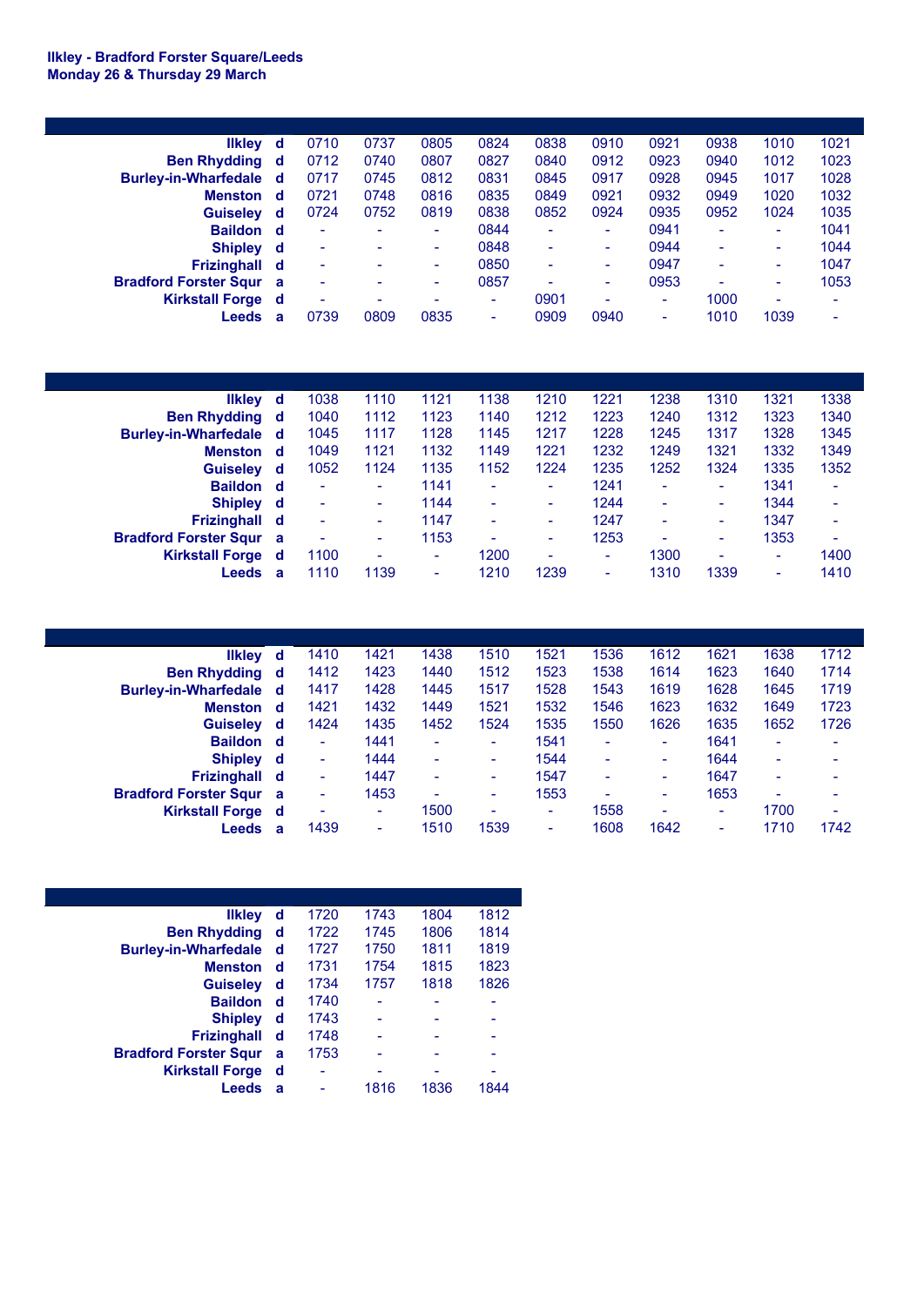**Ilkley - Bradford Forster Square/Leeds**
**Monday 26 & Thursday 29 March**

| Station | | | | | | | | | | | |
|---|---|---|---|---|---|---|---|---|---|---|---|
| **Ilkley** | **d** | 0710 | 0737 | 0805 | 0824 | 0838 | 0910 | 0921 | 0938 | 1010 | 1021 |
| **Ben Rhydding** | **d** | 0712 | 0740 | 0807 | 0827 | 0840 | 0912 | 0923 | 0940 | 1012 | 1023 |
| **Burley-in-Wharfedale** | **d** | 0717 | 0745 | 0812 | 0831 | 0845 | 0917 | 0928 | 0945 | 1017 | 1028 |
| **Menston** | **d** | 0721 | 0748 | 0816 | 0835 | 0849 | 0921 | 0932 | 0949 | 1020 | 1032 |
| **Guiseley** | **d** | 0724 | 0752 | 0819 | 0838 | 0852 | 0924 | 0935 | 0952 | 1024 | 1035 |
| **Baildon** | **d** | - | - | - | 0844 | - | - | 0941 | - | - | 1041 |
| **Shipley** | **d** | - | - | - | 0848 | - | - | 0944 | - | - | 1044 |
| **Frizinghall** | **d** | - | - | - | 0850 | - | - | 0947 | - | - | 1047 |
| **Bradford Forster Squr** | **a** | - | - | - | 0857 | - | - | 0953 | - | - | 1053 |
| **Kirkstall Forge** | **d** | - | - | - | - | 0901 | - | - | 1000 | - | - |
| **Leeds** | **a** | 0739 | 0809 | 0835 | - | 0909 | 0940 | - | 1010 | 1039 | - |

| Station | | | | | | | | | | | |
|---|---|---|---|---|---|---|---|---|---|---|---|
| **Ilkley** | **d** | 1038 | 1110 | 1121 | 1138 | 1210 | 1221 | 1238 | 1310 | 1321 | 1338 |
| **Ben Rhydding** | **d** | 1040 | 1112 | 1123 | 1140 | 1212 | 1223 | 1240 | 1312 | 1323 | 1340 |
| **Burley-in-Wharfedale** | **d** | 1045 | 1117 | 1128 | 1145 | 1217 | 1228 | 1245 | 1317 | 1328 | 1345 |
| **Menston** | **d** | 1049 | 1121 | 1132 | 1149 | 1221 | 1232 | 1249 | 1321 | 1332 | 1349 |
| **Guiseley** | **d** | 1052 | 1124 | 1135 | 1152 | 1224 | 1235 | 1252 | 1324 | 1335 | 1352 |
| **Baildon** | **d** | - | - | 1141 | - | - | 1241 | - | - | 1341 | - |
| **Shipley** | **d** | - | - | 1144 | - | - | 1244 | - | - | 1344 | - |
| **Frizinghall** | **d** | - | - | 1147 | - | - | 1247 | - | - | 1347 | - |
| **Bradford Forster Squr** | **a** | - | - | 1153 | - | - | 1253 | - | - | 1353 | - |
| **Kirkstall Forge** | **d** | 1100 | - | - | 1200 | - | - | 1300 | - | - | 1400 |
| **Leeds** | **a** | 1110 | 1139 | - | 1210 | 1239 | - | 1310 | 1339 | - | 1410 |

| Station | | | | | | | | | | | |
|---|---|---|---|---|---|---|---|---|---|---|---|
| **Ilkley** | **d** | 1410 | 1421 | 1438 | 1510 | 1521 | 1536 | 1612 | 1621 | 1638 | 1712 |
| **Ben Rhydding** | **d** | 1412 | 1423 | 1440 | 1512 | 1523 | 1538 | 1614 | 1623 | 1640 | 1714 |
| **Burley-in-Wharfedale** | **d** | 1417 | 1428 | 1445 | 1517 | 1528 | 1543 | 1619 | 1628 | 1645 | 1719 |
| **Menston** | **d** | 1421 | 1432 | 1449 | 1521 | 1532 | 1546 | 1623 | 1632 | 1649 | 1723 |
| **Guiseley** | **d** | 1424 | 1435 | 1452 | 1524 | 1535 | 1550 | 1626 | 1635 | 1652 | 1726 |
| **Baildon** | **d** | - | 1441 | - | - | 1541 | - | - | 1641 | - | - |
| **Shipley** | **d** | - | 1444 | - | - | 1544 | - | - | 1644 | - | - |
| **Frizinghall** | **d** | - | 1447 | - | - | 1547 | - | - | 1647 | - | - |
| **Bradford Forster Squr** | **a** | - | 1453 | - | - | 1553 | - | - | 1653 | - | - |
| **Kirkstall Forge** | **d** | - | - | 1500 | - | - | 1558 | - | - | 1700 | - |
| **Leeds** | **a** | 1439 | - | 1510 | 1539 | - | 1608 | 1642 | - | 1710 | 1742 |

| Station | | | | | |
|---|---|---|---|---|---|
| **Ilkley** | **d** | 1720 | 1743 | 1804 | 1812 |
| **Ben Rhydding** | **d** | 1722 | 1745 | 1806 | 1814 |
| **Burley-in-Wharfedale** | **d** | 1727 | 1750 | 1811 | 1819 |
| **Menston** | **d** | 1731 | 1754 | 1815 | 1823 |
| **Guiseley** | **d** | 1734 | 1757 | 1818 | 1826 |
| **Baildon** | **d** | 1740 | - | - | - |
| **Shipley** | **d** | 1743 | - | - | - |
| **Frizinghall** | **d** | 1748 | - | - | - |
| **Bradford Forster Squr** | **a** | 1753 | - | - | - |
| **Kirkstall Forge** | **d** | - | - | - | - |
| **Leeds** | **a** | - | 1816 | 1836 | 1844 |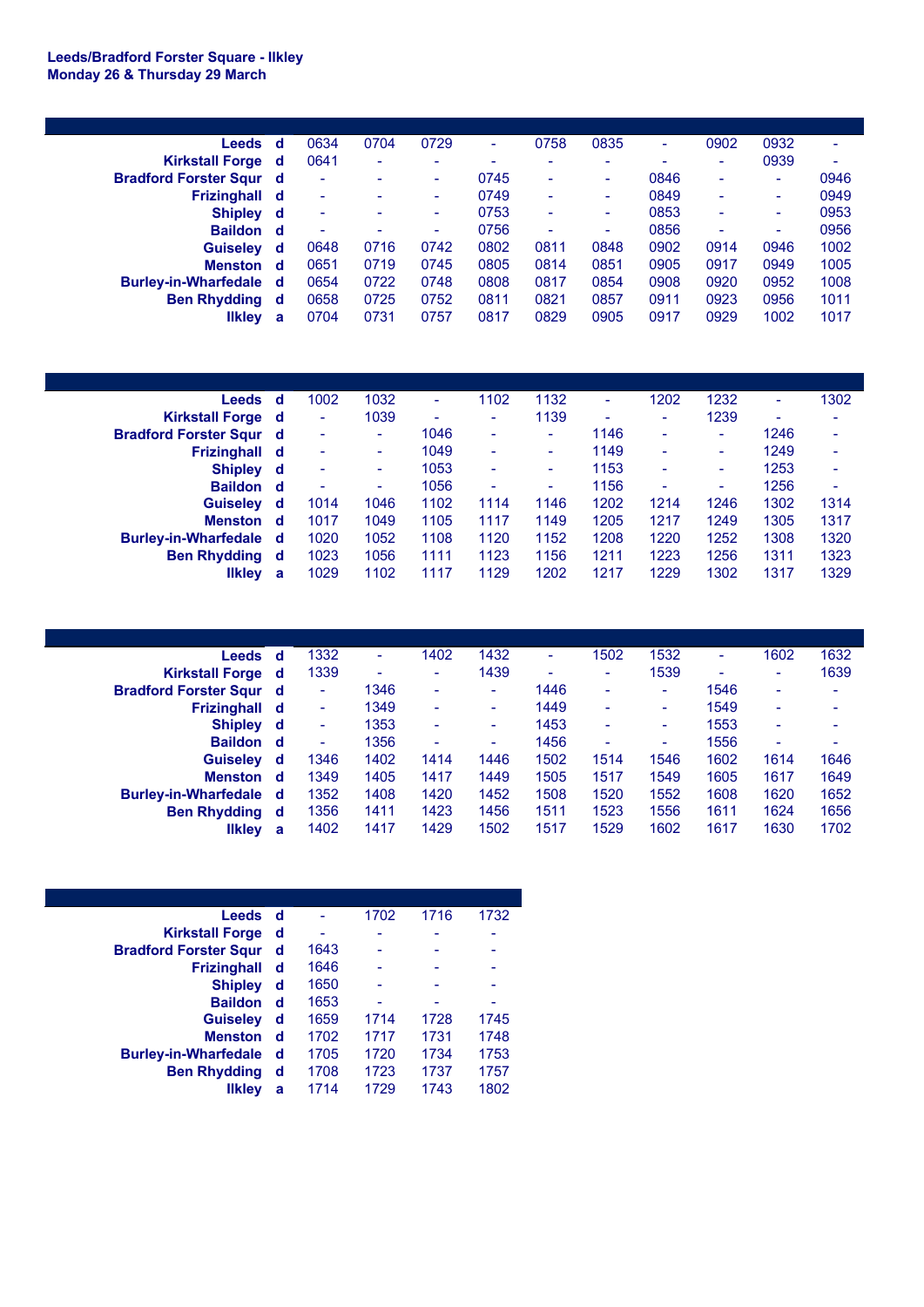**Leeds/Bradford Forster Square - Ilkley**
**Monday 26 & Thursday 29 March**

| | | | | | | | | | | | |
|---|---|---|---|---|---|---|---|---|---|---|---|
| **Leeds** | **d** | 0634 | 0704 | 0729 | - | 0758 | 0835 | - | 0902 | 0932 | - |
| **Kirkstall Forge** | **d** | 0641 | - | - | - | - | - | - | - | 0939 | - |
| **Bradford Forster Squr** | **d** | - | - | - | 0745 | - | - | 0846 | - | - | 0946 |
| **Frizinghall** | **d** | - | - | - | 0749 | - | - | 0849 | - | - | 0949 |
| **Shipley** | **d** | - | - | - | 0753 | - | - | 0853 | - | - | 0953 |
| **Baildon** | **d** | - | - | - | 0756 | - | - | 0856 | - | - | 0956 |
| **Guiseley** | **d** | 0648 | 0716 | 0742 | 0802 | 0811 | 0848 | 0902 | 0914 | 0946 | 1002 |
| **Menston** | **d** | 0651 | 0719 | 0745 | 0805 | 0814 | 0851 | 0905 | 0917 | 0949 | 1005 |
| **Burley-in-Wharfedale** | **d** | 0654 | 0722 | 0748 | 0808 | 0817 | 0854 | 0908 | 0920 | 0952 | 1008 |
| **Ben Rhydding** | **d** | 0658 | 0725 | 0752 | 0811 | 0821 | 0857 | 0911 | 0923 | 0956 | 1011 |
| **Ilkley** | **a** | 0704 | 0731 | 0757 | 0817 | 0829 | 0905 | 0917 | 0929 | 1002 | 1017 |

| | | | | | | | | | | | |
|---|---|---|---|---|---|---|---|---|---|---|---|
| **Leeds** | **d** | 1002 | 1032 | - | 1102 | 1132 | - | 1202 | 1232 | - | 1302 |
| **Kirkstall Forge** | **d** | - | 1039 | - | - | 1139 | - | - | 1239 | - | - |
| **Bradford Forster Squr** | **d** | - | - | 1046 | - | - | 1146 | - | - | 1246 | - |
| **Frizinghall** | **d** | - | - | 1049 | - | - | 1149 | - | - | 1249 | - |
| **Shipley** | **d** | - | - | 1053 | - | - | 1153 | - | - | 1253 | - |
| **Baildon** | **d** | - | - | 1056 | - | - | 1156 | - | - | 1256 | - |
| **Guiseley** | **d** | 1014 | 1046 | 1102 | 1114 | 1146 | 1202 | 1214 | 1246 | 1302 | 1314 |
| **Menston** | **d** | 1017 | 1049 | 1105 | 1117 | 1149 | 1205 | 1217 | 1249 | 1305 | 1317 |
| **Burley-in-Wharfedale** | **d** | 1020 | 1052 | 1108 | 1120 | 1152 | 1208 | 1220 | 1252 | 1308 | 1320 |
| **Ben Rhydding** | **d** | 1023 | 1056 | 1111 | 1123 | 1156 | 1211 | 1223 | 1256 | 1311 | 1323 |
| **Ilkley** | **a** | 1029 | 1102 | 1117 | 1129 | 1202 | 1217 | 1229 | 1302 | 1317 | 1329 |

| | | | | | | | | | | | |
|---|---|---|---|---|---|---|---|---|---|---|---|
| **Leeds** | **d** | 1332 | - | 1402 | 1432 | - | 1502 | 1532 | - | 1602 | 1632 |
| **Kirkstall Forge** | **d** | 1339 | - | - | 1439 | - | - | 1539 | - | - | 1639 |
| **Bradford Forster Squr** | **d** | - | 1346 | - | - | 1446 | - | - | 1546 | - | - |
| **Frizinghall** | **d** | - | 1349 | - | - | 1449 | - | - | 1549 | - | - |
| **Shipley** | **d** | - | 1353 | - | - | 1453 | - | - | 1553 | - | - |
| **Baildon** | **d** | - | 1356 | - | - | 1456 | - | - | 1556 | - | - |
| **Guiseley** | **d** | 1346 | 1402 | 1414 | 1446 | 1502 | 1514 | 1546 | 1602 | 1614 | 1646 |
| **Menston** | **d** | 1349 | 1405 | 1417 | 1449 | 1505 | 1517 | 1549 | 1605 | 1617 | 1649 |
| **Burley-in-Wharfedale** | **d** | 1352 | 1408 | 1420 | 1452 | 1508 | 1520 | 1552 | 1608 | 1620 | 1652 |
| **Ben Rhydding** | **d** | 1356 | 1411 | 1423 | 1456 | 1511 | 1523 | 1556 | 1611 | 1624 | 1656 |
| **Ilkley** | **a** | 1402 | 1417 | 1429 | 1502 | 1517 | 1529 | 1602 | 1617 | 1630 | 1702 |

| | | | | | |
|---|---|---|---|---|---|
| **Leeds** | **d** | - | 1702 | 1716 | 1732 |
| **Kirkstall Forge** | **d** | - | - | - | - |
| **Bradford Forster Squr** | **d** | 1643 | - | - | - |
| **Frizinghall** | **d** | 1646 | - | - | - |
| **Shipley** | **d** | 1650 | - | - | - |
| **Baildon** | **d** | 1653 | - | - | - |
| **Guiseley** | **d** | 1659 | 1714 | 1728 | 1745 |
| **Menston** | **d** | 1702 | 1717 | 1731 | 1748 |
| **Burley-in-Wharfedale** | **d** | 1705 | 1720 | 1734 | 1753 |
| **Ben Rhydding** | **d** | 1708 | 1723 | 1737 | 1757 |
| **Ilkley** | **a** | 1714 | 1729 | 1743 | 1802 |